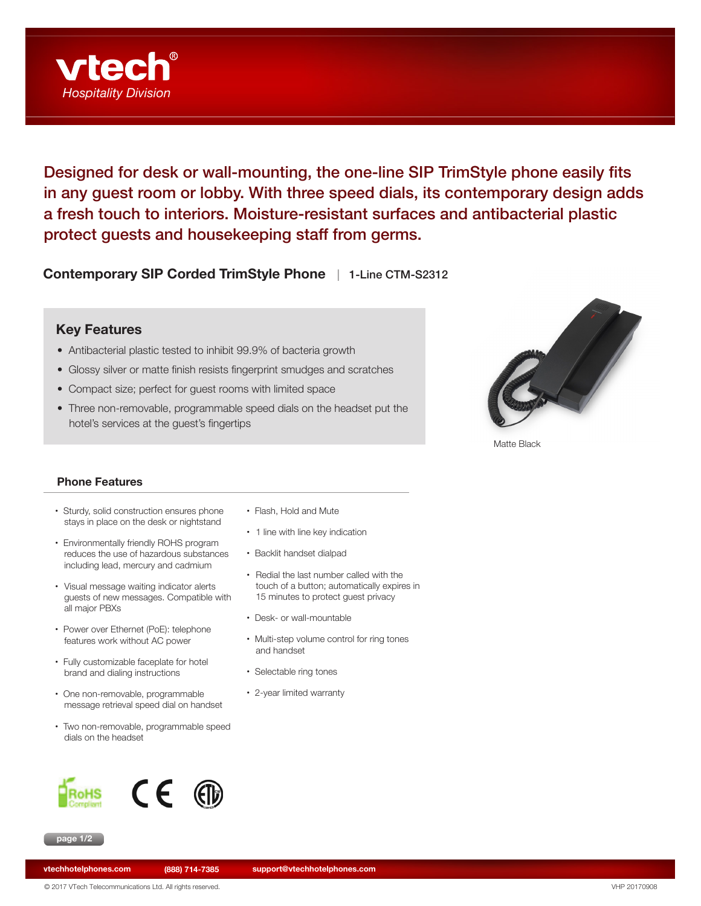vtech®
*Hospitality Division*

## Designed for desk or wall-mounting, the one-line SIP TrimStyle phone easily fits in any guest room or lobby. With three speed dials, its contemporary design adds a fresh touch to interiors. Moisture-resistant surfaces and antibacterial plastic protect guests and housekeeping staff from germs.

**Contemporary SIP Corded TrimStyle Phone** | 1-Line CTM-S2312

### Key Features

- Antibacterial plastic tested to inhibit 99.9% of bacteria growth
- Glossy silver or matte finish resists fingerprint smudges and scratches
- Compact size; perfect for guest rooms with limited space
- Three non-removable, programmable speed dials on the headset put the hotel's services at the guest's fingertips

Matte Black

### Phone Features

- Sturdy, solid construction ensures phone stays in place on the desk or nightstand
- Environmentally friendly ROHS program reduces the use of hazardous substances including lead, mercury and cadmium
- Visual message waiting indicator alerts guests of new messages. Compatible with all major PBXs
- Power over Ethernet (PoE): telephone features work without AC power
- Fully customizable faceplate for hotel brand and dialing instructions
- One non-removable, programmable message retrieval speed dial on handset
- Two non-removable, programmable speed dials on the headset
- Flash, Hold and Mute
- 1 line with line key indication
- Backlit handset dialpad
- Redial the last number called with the touch of a button; automatically expires in 15 minutes to protect guest privacy
- Desk- or wall-mountable
- Multi-step volume control for ring tones and handset
- Selectable ring tones
- 2-year limited warranty

RoHS Compliant CE ETL

vtechhotelphones.com (888) 714-7385 support@vtechhotelphones.com

© 2017 VTech Telecommunications Ltd. All rights reserved. VHP 20170908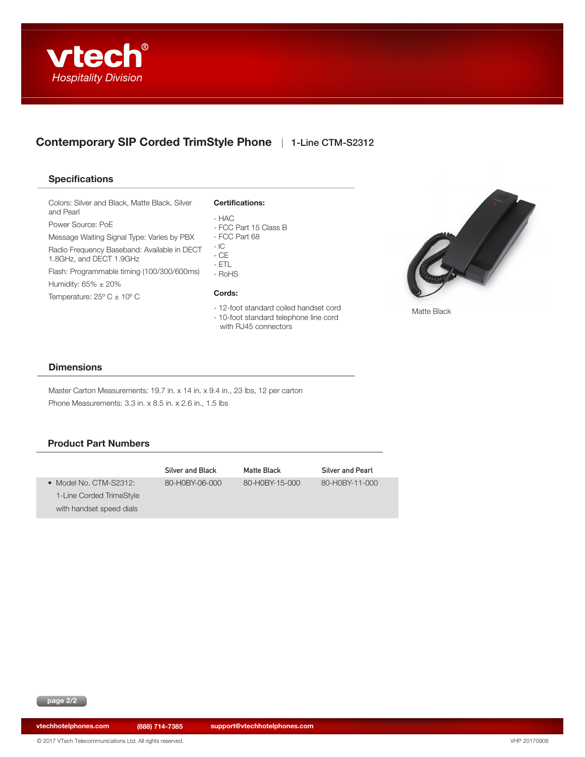vtech®
*Hospitality Division*

# Contemporary SIP Corded TrimStyle Phone | 1-Line CTM-S2312

## Specifications

Colors: Silver and Black, Matte Black, Silver and Pearl

Power Source: PoE

Message Waiting Signal Type: Varies by PBX

Radio Frequency Baseband: Available in DECT 1.8GHz, and DECT 1.9GHz

Flash: Programmable timing (100/300/600ms)

Humidity: 65% ± 20%

Temperature: 25º C ± 10º C

**Certifications:**

- HAC
- FCC Part 15 Class B
- FCC Part 68
- IC
- CE
- ETL
- RoHS

**Cords:**

- 12-foot standard coiled handset cord
- 10-foot standard telephone line cord with RJ45 connectors

Matte Black

## Dimensions

Master Carton Measurements: 19.7 in. x 14 in. x 9.4 in., 23 lbs, 12 per carton

Phone Measurements: 3.3 in. x 8.5 in. x 2.6 in., 1.5 lbs

## Product Part Numbers

| | Silver and Black | Matte Black | Silver and Pearl |
|---|---|---|---|
| • Model No. CTM-S2312: 1-Line Corded TrimeStyle with handset speed dials | 80-H0BY-06-000 | 80-H0BY-15-000 | 80-H0BY-11-000 |

vtechhotelphones.com (888) 714-7385 support@vtechhotelphones.com

© 2017 VTech Telecommunications Ltd. All rights reserved. VHP 20170908